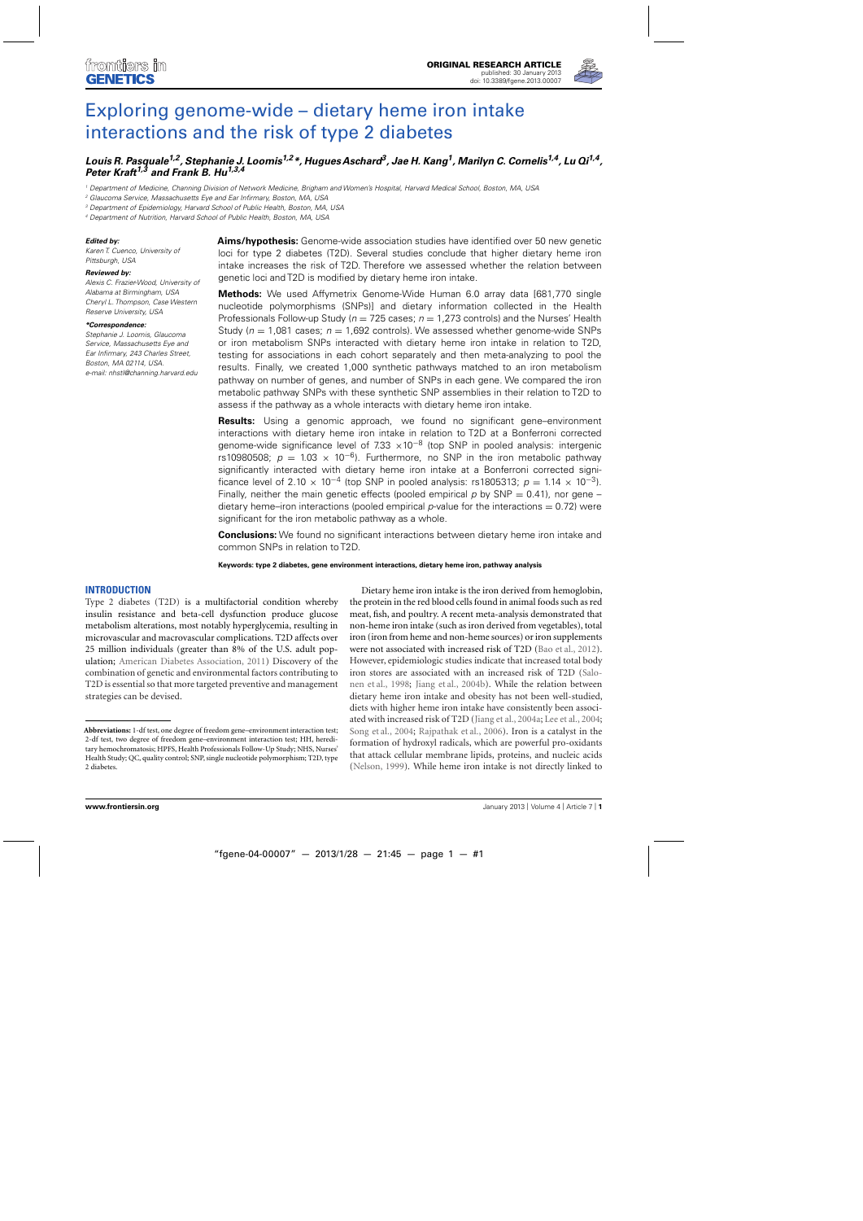# Exploring genome-wide – dietary heme iron intake interactions and the risk of type 2 diabetes

***Louis R. Pasquale[1,2], Stephanie J. Loomis[1,2]\*, Hugues Aschard[3], Jae H. Kang[1], Marilyn C. Cornelis[1,4], Lu Qi[1,4], Peter Kraft[1,3] and Frank B. Hu[1,3,4]***

[1] Department of Medicine, Channing Division of Network Medicine, Brigham and Women's Hospital, Harvard Medical School, Boston, MA, USA
[2] Glaucoma Service, Massachusetts Eye and Ear Infirmary, Boston, MA, USA
[3] Department of Epidemiology, Harvard School of Public Health, Boston, MA, USA
[4] Department of Nutrition, Harvard School of Public Health, Boston, MA, USA

***Edited by:***
*Karen T. Cuenco, University of Pittsburgh, USA*

***Reviewed by:***
*Alexis C. Frazier-Wood, University of Alabama at Birmingham, USA*
*Cheryl L. Thompson, Case Western Reserve University, USA*

***\*Correspondence:***
*Stephanie J. Loomis, Glaucoma Service, Massachusetts Eye and Ear Infirmary, 243 Charles Street, Boston, MA 02114, USA.*
*e-mail: nhstl@channing.harvard.edu*

**Aims/hypothesis:** Genome-wide association studies have identified over 50 new genetic loci for type 2 diabetes (T2D). Several studies conclude that higher dietary heme iron intake increases the risk of T2D. Therefore we assessed whether the relation between genetic loci and T2D is modified by dietary heme iron intake.

**Methods:** We used Affymetrix Genome-Wide Human 6.0 array data [681,770 single nucleotide polymorphisms (SNPs)] and dietary information collected in the Health Professionals Follow-up Study ($n = 725$ cases; $n = 1,273$ controls) and the Nurses' Health Study ($n = 1,081$ cases; $n = 1,692$ controls). We assessed whether genome-wide SNPs or iron metabolism SNPs interacted with dietary heme iron intake in relation to T2D, testing for associations in each cohort separately and then meta-analyzing to pool the results. Finally, we created 1,000 synthetic pathways matched to an iron metabolism pathway on number of genes, and number of SNPs in each gene. We compared the iron metabolic pathway SNPs with these synthetic SNP assemblies in their relation to T2D to assess if the pathway as a whole interacts with dietary heme iron intake.

**Results:** Using a genomic approach, we found no significant gene–environment interactions with dietary heme iron intake in relation to T2D at a Bonferroni corrected genome-wide significance level of $7.33 \times 10^{-8}$ (top SNP in pooled analysis: intergenic rs10980508; $p = 1.03 \times 10^{-6}$). Furthermore, no SNP in the iron metabolic pathway significantly interacted with dietary heme iron intake at a Bonferroni corrected significance level of $2.10 \times 10^{-4}$ (top SNP in pooled analysis: rs1805313; $p = 1.14 \times 10^{-3}$). Finally, neither the main genetic effects (pooled empirical $p$ by SNP = 0.41), nor gene – dietary heme–iron interactions (pooled empirical $p$-value for the interactions = 0.72) were significant for the iron metabolic pathway as a whole.

**Conclusions:** We found no significant interactions between dietary heme iron intake and common SNPs in relation to T2D.

**Keywords: type 2 diabetes, gene environment interactions, dietary heme iron, pathway analysis**

## INTRODUCTION

Type 2 diabetes (T2D) is a multifactorial condition whereby insulin resistance and beta-cell dysfunction produce glucose metabolism alterations, most notably hyperglycemia, resulting in microvascular and macrovascular complications. T2D affects over 25 million individuals (greater than 8% of the U.S. adult population; American Diabetes Association, 2011) Discovery of the combination of genetic and environmental factors contributing to T2D is essential so that more targeted preventive and management strategies can be devised.

Dietary heme iron intake is the iron derived from hemoglobin, the protein in the red blood cells found in animal foods such as red meat, fish, and poultry. A recent meta-analysis demonstrated that non-heme iron intake (such as iron derived from vegetables), total iron (iron from heme and non-heme sources) or iron supplements were not associated with increased risk of T2D (Bao et al., 2012). However, epidemiologic studies indicate that increased total body iron stores are associated with an increased risk of T2D (Salonen et al., 1998; Jiang et al., 2004b). While the relation between dietary heme iron intake and obesity has not been well-studied, diets with higher heme iron intake have consistently been associated with increased risk of T2D (Jiang et al., 2004a; Lee et al., 2004; Song et al., 2004; Rajpathak et al., 2006). Iron is a catalyst in the formation of hydroxyl radicals, which are powerful pro-oxidants that attack cellular membrane lipids, proteins, and nucleic acids (Nelson, 1999). While heme iron intake is not directly linked to

**Abbreviations:** 1-df test, one degree of freedom gene–environment interaction test; 2-df test, two degree of freedom gene–environment interaction test; HH, hereditary hemochromatosis; HPFS, Health Professionals Follow-Up Study; NHS, Nurses' Health Study; QC, quality control; SNP, single nucleotide polymorphism; T2D, type 2 diabetes.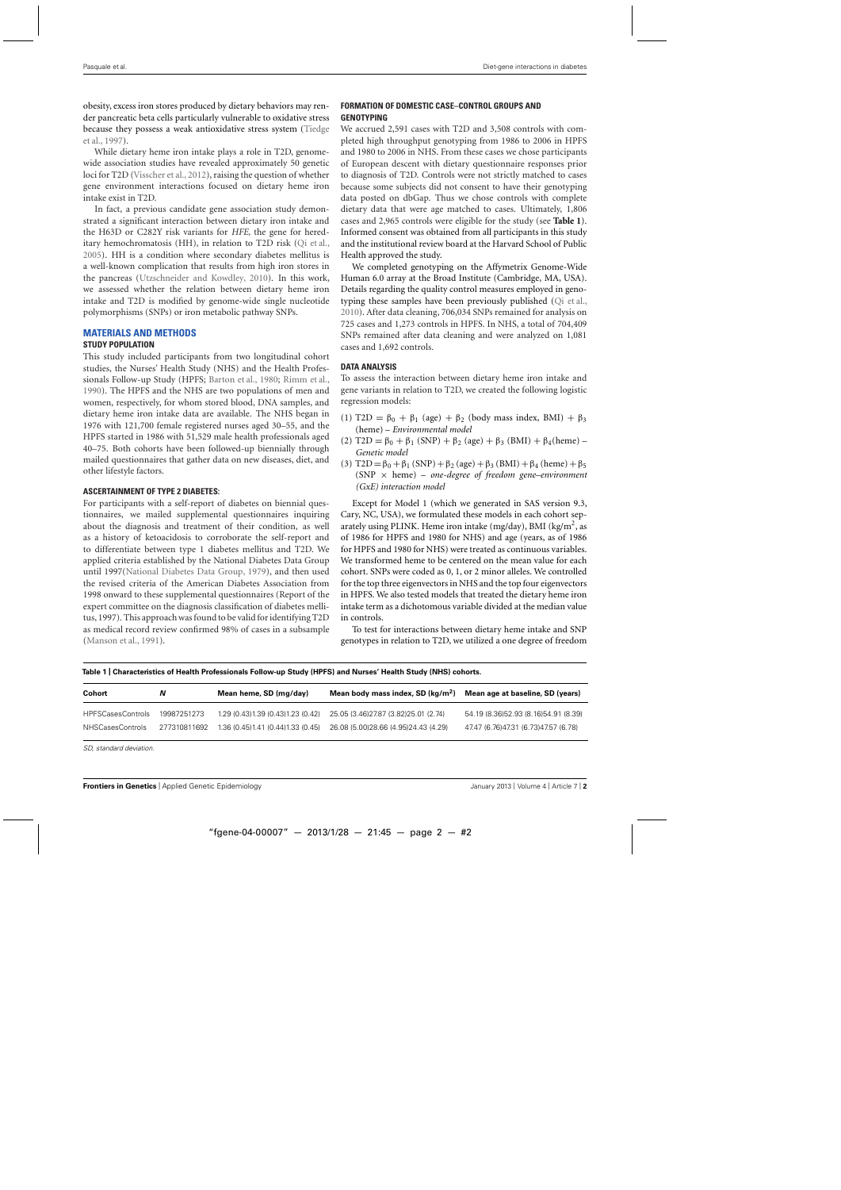obesity, excess iron stores produced by dietary behaviors may render pancreatic beta cells particularly vulnerable to oxidative stress because they possess a weak antioxidative stress system (Tiedge et al., 1997).

While dietary heme iron intake plays a role in T2D, genome-wide association studies have revealed approximately 50 genetic loci for T2D (Visscher et al., 2012), raising the question of whether gene environment interactions focused on dietary heme iron intake exist in T2D.

In fact, a previous candidate gene association study demonstrated a significant interaction between dietary iron intake and the H63D or C282Y risk variants for *HFE*, the gene for hereditary hemochromatosis (HH), in relation to T2D risk (Qi et al., 2005). HH is a condition where secondary diabetes mellitus is a well-known complication that results from high iron stores in the pancreas (Utzschneider and Kowdley, 2010). In this work, we assessed whether the relation between dietary heme iron intake and T2D is modified by genome-wide single nucleotide polymorphisms (SNPs) or iron metabolic pathway SNPs.

## MATERIALS AND METHODS

### STUDY POPULATION

This study included participants from two longitudinal cohort studies, the Nurses' Health Study (NHS) and the Health Professionals Follow-up Study (HPFS; Barton et al., 1980; Rimm et al., 1990). The HPFS and the NHS are two populations of men and women, respectively, for whom stored blood, DNA samples, and dietary heme iron intake data are available. The NHS began in 1976 with 121,700 female registered nurses aged 30–55, and the HPFS started in 1986 with 51,529 male health professionals aged 40–75. Both cohorts have been followed-up biennially through mailed questionnaires that gather data on new diseases, diet, and other lifestyle factors.

### ASCERTAINMENT OF TYPE 2 DIABETES:

For participants with a self-report of diabetes on biennial questionnaires, we mailed supplemental questionnaires inquiring about the diagnosis and treatment of their condition, as well as a history of ketoacidosis to corroborate the self-report and to differentiate between type 1 diabetes mellitus and T2D. We applied criteria established by the National Diabetes Data Group until 1997(National Diabetes Data Group, 1979), and then used the revised criteria of the American Diabetes Association from 1998 onward to these supplemental questionnaires (Report of the expert committee on the diagnosis classification of diabetes mellitus, 1997). This approach was found to be valid for identifying T2D as medical record review confirmed 98% of cases in a subsample (Manson et al., 1991).

### FORMATION OF DOMESTIC CASE–CONTROL GROUPS AND GENOTYPING

We accrued 2,591 cases with T2D and 3,508 controls with completed high throughput genotyping from 1986 to 2006 in HPFS and 1980 to 2006 in NHS. From these cases we chose participants of European descent with dietary questionnaire responses prior to diagnosis of T2D. Controls were not strictly matched to cases because some subjects did not consent to have their genotyping data posted on dbGap. Thus we chose controls with complete dietary data that were age matched to cases. Ultimately, 1,806 cases and 2,965 controls were eligible for the study (see **Table 1**). Informed consent was obtained from all participants in this study and the institutional review board at the Harvard School of Public Health approved the study.

We completed genotyping on the Affymetrix Genome-Wide Human 6.0 array at the Broad Institute (Cambridge, MA, USA). Details regarding the quality control measures employed in genotyping these samples have been previously published (Qi et al., 2010). After data cleaning, 706,034 SNPs remained for analysis on 725 cases and 1,273 controls in HPFS. In NHS, a total of 704,409 SNPs remained after data cleaning and were analyzed on 1,081 cases and 1,692 controls.

### DATA ANALYSIS

To assess the interaction between dietary heme iron intake and gene variants in relation to T2D, we created the following logistic regression models:

(1) $\text{T2D} = \beta_0 + \beta_1\,(\text{age}) + \beta_2\,(\text{body mass index, BMI}) + \beta_3\,(\text{heme})$ – *Environmental model*

(2) $\text{T2D} = \beta_0 + \beta_1\,(\text{SNP}) + \beta_2\,(\text{age}) + \beta_3\,(\text{BMI}) + \beta_4(\text{heme})$ – *Genetic model*

(3) $\text{T2D} = \beta_0 + \beta_1\,(\text{SNP}) + \beta_2\,(\text{age}) + \beta_3\,(\text{BMI}) + \beta_4\,(\text{heme}) + \beta_5\,(\text{SNP} \times \text{heme})$ – *one-degree of freedom gene–environment (GxE) interaction model*

Except for Model 1 (which we generated in SAS version 9.3, Cary, NC, USA), we formulated these models in each cohort separately using PLINK. Heme iron intake (mg/day), BMI (kg/m$^2$, as of 1986 for HPFS and 1980 for NHS) and age (years, as of 1986 for HPFS and 1980 for NHS) were treated as continuous variables. We transformed heme to be centered on the mean value for each cohort. SNPs were coded as 0, 1, or 2 minor alleles. We controlled for the top three eigenvectors in NHS and the top four eigenvectors in HPFS. We also tested models that treated the dietary heme iron intake term as a dichotomous variable divided at the median value in controls.

To test for interactions between dietary heme intake and SNP genotypes in relation to T2D, we utilized a one degree of freedom

**Table 1 | Characteristics of Health Professionals Follow-up Study (HPFS) and Nurses' Health Study (NHS) cohorts.**

| Cohort | *N* | Mean heme, SD (mg/day) | Mean body mass index, SD (kg/m$^2$) | Mean age at baseline, SD (years) |
|---|---|---|---|---|
| HPFSCasesControls | 19987251273 | 1.29 (0.43)1.39 (0.43)1.23 (0.42) | 25.05 (3.46)27.87 (3.82)25.01 (2.74) | 54.19 (8.36)52.93 (8.16)54.91 (8.39) |
| NHSCasesControls | 277310811692 | 1.36 (0.45)1.41 (0.44)1.33 (0.45) | 26.08 (5.00)28.66 (4.95)24.43 (4.29) | 47.47 (6.76)47.31 (6.73)47.57 (6.78) |

*SD, standard deviation.*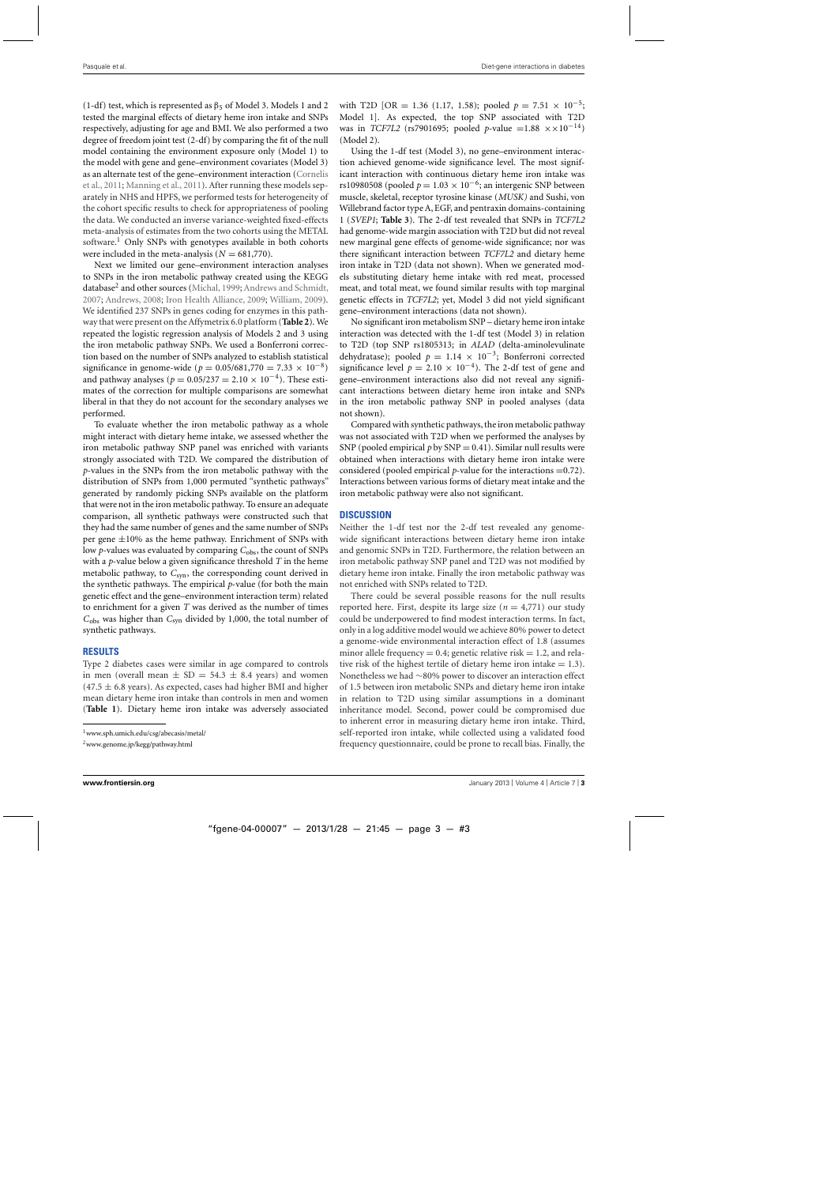(1-df) test, which is represented as $\beta_5$ of Model 3. Models 1 and 2 tested the marginal effects of dietary heme iron intake and SNPs respectively, adjusting for age and BMI. We also performed a two degree of freedom joint test (2-df) by comparing the fit of the null model containing the environment exposure only (Model 1) to the model with gene and gene–environment covariates (Model 3) as an alternate test of the gene–environment interaction (Cornelis et al., 2011; Manning et al., 2011). After running these models separately in NHS and HPFS, we performed tests for heterogeneity of the cohort specific results to check for appropriateness of pooling the data. We conducted an inverse variance-weighted fixed-effects meta-analysis of estimates from the two cohorts using the METAL software.[1] Only SNPs with genotypes available in both cohorts were included in the meta-analysis ($N = 681,770$).

Next we limited our gene–environment interaction analyses to SNPs in the iron metabolic pathway created using the KEGG database[2] and other sources (Michal, 1999; Andrews and Schmidt, 2007; Andrews, 2008; Iron Health Alliance, 2009; William, 2009). We identified 237 SNPs in genes coding for enzymes in this pathway that were present on the Affymetrix 6.0 platform (**Table 2**). We repeated the logistic regression analysis of Models 2 and 3 using the iron metabolic pathway SNPs. We used a Bonferroni correction based on the number of SNPs analyzed to establish statistical significance in genome-wide ($p = 0.05/681,770 = 7.33 \times 10^{-8}$) and pathway analyses ($p = 0.05/237 = 2.10 \times 10^{-4}$). These estimates of the correction for multiple comparisons are somewhat liberal in that they do not account for the secondary analyses we performed.

To evaluate whether the iron metabolic pathway as a whole might interact with dietary heme intake, we assessed whether the iron metabolic pathway SNP panel was enriched with variants strongly associated with T2D. We compared the distribution of $p$-values in the SNPs from the iron metabolic pathway with the distribution of SNPs from 1,000 permuted "synthetic pathways" generated by randomly picking SNPs available on the platform that were not in the iron metabolic pathway. To ensure an adequate comparison, all synthetic pathways were constructed such that they had the same number of genes and the same number of SNPs per gene ±10% as the heme pathway. Enrichment of SNPs with low $p$-values was evaluated by comparing $C_{obs}$, the count of SNPs with a $p$-value below a given significance threshold $T$ in the heme metabolic pathway, to $C_{syn}$, the corresponding count derived in the synthetic pathways. The empirical $p$-value (for both the main genetic effect and the gene–environment interaction term) related to enrichment for a given $T$ was derived as the number of times $C_{obs}$ was higher than $C_{syn}$ divided by 1,000, the total number of synthetic pathways.

## RESULTS

Type 2 diabetes cases were similar in age compared to controls in men (overall mean ± SD = 54.3 ± 8.4 years) and women (47.5 ± 6.8 years). As expected, cases had higher BMI and higher mean dietary heme iron intake than controls in men and women (**Table 1**). Dietary heme iron intake was adversely associated with T2D [OR = 1.36 (1.17, 1.58); pooled $p = 7.51 \times 10^{-5}$; Model 1]. As expected, the top SNP associated with T2D was in *TCF7L2* (rs7901695; pooled $p$-value $= 1.88 \times \times 10^{-14}$) (Model 2).

Using the 1-df test (Model 3), no gene–environment interaction achieved genome-wide significance level. The most significant interaction with continuous dietary heme iron intake was rs10980508 (pooled $p = 1.03 \times 10^{-6}$; an intergenic SNP between muscle, skeletal, receptor tyrosine kinase (*MUSK)* and Sushi, von Willebrand factor type A, EGF, and pentraxin domains-containing 1 (*SVEP1*; **Table 3**). The 2-df test revealed that SNPs in *TCF7L2* had genome-wide margin association with T2D but did not reveal new marginal gene effects of genome-wide significance; nor was there significant interaction between *TCF7L2* and dietary heme iron intake in T2D (data not shown). When we generated models substituting dietary heme intake with red meat, processed meat, and total meat, we found similar results with top marginal genetic effects in *TCF7L2*; yet, Model 3 did not yield significant gene–environment interactions (data not shown).

No significant iron metabolism SNP – dietary heme iron intake interaction was detected with the 1-df test (Model 3) in relation to T2D (top SNP rs1805313; in *ALAD* (delta-aminolevulinate dehydratase); pooled $p = 1.14 \times 10^{-3}$; Bonferroni corrected significance level $p = 2.10 \times 10^{-4}$). The 2-df test of gene and gene–environment interactions also did not reveal any significant interactions between dietary heme iron intake and SNPs in the iron metabolic pathway SNP in pooled analyses (data not shown).

Compared with synthetic pathways, the iron metabolic pathway was not associated with T2D when we performed the analyses by SNP (pooled empirical $p$ by SNP = 0.41). Similar null results were obtained when interactions with dietary heme iron intake were considered (pooled empirical $p$-value for the interactions =0.72). Interactions between various forms of dietary meat intake and the iron metabolic pathway were also not significant.

## DISCUSSION

Neither the 1-df test nor the 2-df test revealed any genome-wide significant interactions between dietary heme iron intake and genomic SNPs in T2D. Furthermore, the relation between an iron metabolic pathway SNP panel and T2D was not modified by dietary heme iron intake. Finally the iron metabolic pathway was not enriched with SNPs related to T2D.

There could be several possible reasons for the null results reported here. First, despite its large size ($n = 4,771$) our study could be underpowered to find modest interaction terms. In fact, only in a log additive model would we achieve 80% power to detect a genome-wide environmental interaction effect of 1.8 (assumes minor allele frequency = 0.4; genetic relative risk = 1.2, and relative risk of the highest tertile of dietary heme iron intake = 1.3). Nonetheless we had ~80% power to discover an interaction effect of 1.5 between iron metabolic SNPs and dietary heme iron intake in relation to T2D using similar assumptions in a dominant inheritance model. Second, power could be compromised due to inherent error in measuring dietary heme iron intake. Third, self-reported iron intake, while collected using a validated food frequency questionnaire, could be prone to recall bias. Finally, the

[1] www.sph.umich.edu/csg/abecasis/metal/

[2] www.genome.jp/kegg/pathway.html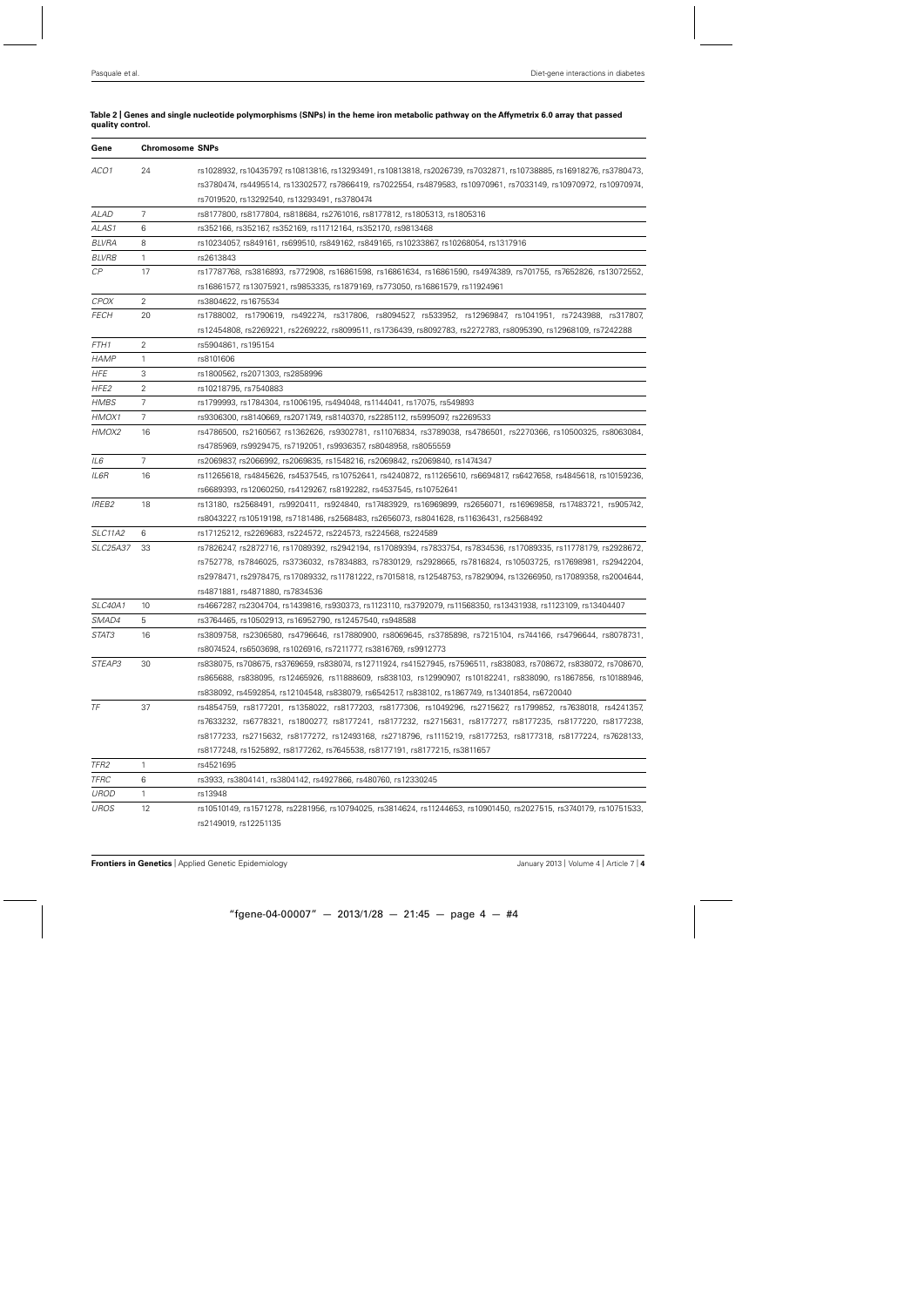**Table 2 | Genes and single nucleotide polymorphisms (SNPs) in the heme iron metabolic pathway on the Affymetrix 6.0 array that passed quality control.**

| Gene | Chromosome | SNPs |
|---|---|---|
| *ACO1* | 24 | rs1028932, rs10435797, rs10813816, rs13293491, rs10813818, rs2026739, rs7032871, rs10738885, rs16918276, rs3780473, rs3780474, rs4495514, rs13302577, rs7866419, rs7022554, rs4879583, rs10970961, rs7033149, rs10970972, rs10970974, rs7019520, rs13292540, rs13293491, rs3780474 |
| *ALAD* | 7 | rs8177800, rs8177804, rs818684, rs2761016, rs8177812, rs1805313, rs1805316 |
| *ALAS1* | 6 | rs352166, rs352167, rs352169, rs11712164, rs352170, rs9813468 |
| *BLVRA* | 8 | rs10234057, rs849161, rs699510, rs849162, rs849165, rs10233867, rs10268054, rs1317916 |
| *BLVRB* | 1 | rs2613843 |
| *CP* | 17 | rs17787768, rs3816893, rs772908, rs16861598, rs16861634, rs16861590, rs4974389, rs701755, rs7652826, rs13072552, rs16861577, rs13075921, rs9853335, rs1879169, rs773050, rs16861579, rs11924961 |
| *CPOX* | 2 | rs3804622, rs1675534 |
| *FECH* | 20 | rs1788002, rs1790619, rs492274, rs317806, rs8094527, rs533952, rs12969847, rs1041951, rs7243988, rs317807, rs12454808, rs2269221, rs2269222, rs8099511, rs1736439, rs8092783, rs2272783, rs8095390, rs12968109, rs7242288 |
| *FTH1* | 2 | rs5904861, rs195154 |
| *HAMP* | 1 | rs8101606 |
| *HFE* | 3 | rs1800562, rs2071303, rs2858996 |
| *HFE2* | 2 | rs10218795, rs7540883 |
| *HMBS* | 7 | rs1799993, rs1784304, rs1006195, rs494048, rs1144041, rs17075, rs549893 |
| *HMOX1* | 7 | rs9306300, rs8140669, rs2071749, rs8140370, rs2285112, rs5995097, rs2269533 |
| *HMOX2* | 16 | rs4786500, rs2160567, rs1362626, rs9302781, rs11076834, rs3789038, rs4786501, rs2270366, rs10500325, rs8063084, rs4785969, rs9929475, rs7192051, rs9936357, rs8048958, rs8055559 |
| *IL6* | 7 | rs2069837, rs2066992, rs2069835, rs1548216, rs2069842, rs2069840, rs1474347 |
| *IL6R* | 16 | rs11265618, rs4845626, rs4537545, rs10752641, rs4240872, rs11265610, rs6694817, rs6427658, rs4845618, rs10159236, rs6689393, rs12060250, rs4129267, rs8192282, rs4537545, rs10752641 |
| *IREB2* | 18 | rs13180, rs2568491, rs9920411, rs924840, rs17483929, rs16969899, rs2656071, rs16969858, rs17483721, rs905742, rs8043227, rs10519198, rs7181486, rs2568483, rs2656073, rs8041628, rs11636431, rs2568492 |
| *SLC11A2* | 6 | rs17125212, rs2269683, rs224572, rs224573, rs224568, rs224589 |
| *SLC25A37* | 33 | rs7826247, rs2872716, rs17089392, rs2942194, rs17089394, rs7833754, rs7834536, rs17089335, rs11778179, rs2928672, rs752778, rs7846025, rs3736032, rs7834883, rs7830129, rs2928665, rs7816824, rs10503725, rs17698981, rs2942204, rs2978471, rs2978475, rs17089332, rs11781222, rs7015818, rs12548753, rs7829094, rs13266950, rs17089358, rs2004644, rs4871881, rs4871880, rs7834536 |
| *SLC40A1* | 10 | rs4667287, rs2304704, rs1439816, rs930373, rs1123110, rs3792079, rs11568350, rs13431938, rs1123109, rs13404407 |
| *SMAD4* | 5 | rs3764465, rs10502913, rs16952790, rs12457540, rs948588 |
| *STAT3* | 16 | rs3809758, rs2306580, rs4796646, rs17880900, rs8069645, rs3785898, rs7215104, rs744166, rs4796644, rs8078731, rs8074524, rs6503698, rs1026916, rs7211777, rs3816769, rs9912773 |
| *STEAP3* | 30 | rs838075, rs708675, rs3769659, rs838074, rs12711924, rs41527945, rs7596511, rs838083, rs708672, rs838072, rs708670, rs865688, rs838095, rs12465926, rs11888609, rs838103, rs12990907, rs10182241, rs838090, rs1867856, rs10188946, rs838092, rs4592854, rs12104548, rs838079, rs6542517, rs838102, rs1867749, rs13401854, rs6720040 |
| *TF* | 37 | rs4854759, rs8177201, rs1358022, rs8177203, rs8177306, rs1049296, rs2715627, rs1799852, rs7638018, rs4241357, rs7633232, rs6778321, rs1800277, rs8177241, rs8177232, rs2715631, rs8177277, rs8177235, rs8177220, rs8177238, rs8177233, rs2715632, rs8177272, rs12493168, rs2718796, rs1115219, rs8177253, rs8177318, rs8177224, rs7628133, rs8177248, rs1525892, rs8177262, rs7645538, rs8177191, rs8177215, rs3811657 |
| *TFR2* | 1 | rs4521695 |
| *TFRC* | 6 | rs3933, rs3804141, rs3804142, rs4927866, rs480760, rs12330245 |
| *UROD* | 1 | rs13948 |
| *UROS* | 12 | rs10510149, rs1571278, rs2281956, rs10794025, rs3814624, rs11244653, rs10901450, rs2027515, rs3740179, rs10751533, rs2149019, rs12251135 |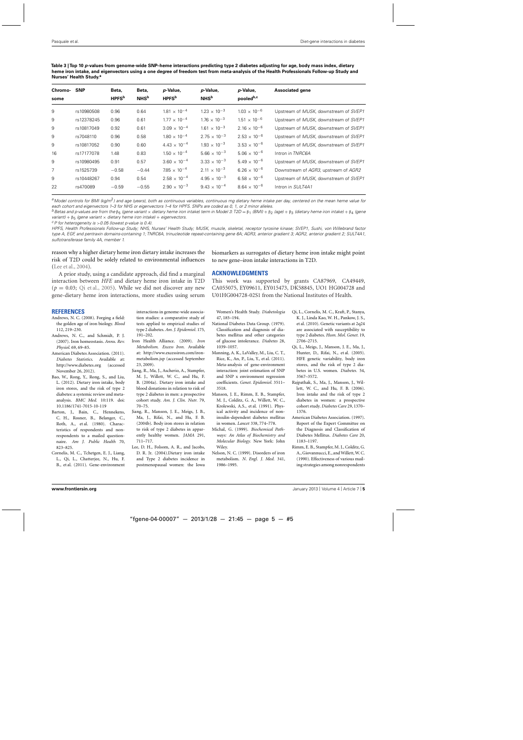**Table 3 | Top 10 *p*-values from genome-wide SNP–heme interactions predicting type 2 diabetes adjusting for age, body mass index, dietary heme iron intake, and eigenvectors using a one degree of freedom test from meta-analysis of the Health Professionals Follow-up Study and Nurses' Health Study.[a]**

| Chromosome | SNP | Beta, HPFS[b] | Beta, NHS[b] | *p*-Value, HPFS[b] | *p*-Value, NHS[b] | *p*-Value, pooled[b,c] | Associated gene |
|---|---|---|---|---|---|---|---|
| 9 | rs10980508 | 0.96 | 0.64 | $1.81 \times 10^{-4}$ | $1.23 \times 10^{-3}$ | $1.03 \times 10^{-6}$ | Upstream of *MUSK*, downstream of *SVEP1* |
| 9 | rs12378245 | 0.96 | 0.61 | $1.77 \times 10^{-4}$ | $1.76 \times 10^{-3}$ | $1.51 \times 10^{-6}$ | Upstream of *MUSK*, downstream of *SVEP1* |
| 9 | rs10817049 | 0.92 | 0.61 | $3.09 \times 10^{-4}$ | $1.61 \times 10^{-3}$ | $2.16 \times 10^{-6}$ | Upstream of *MUSK*, downstream of *SVEP1* |
| 9 | rs7048110 | 0.96 | 0.58 | $1.80 \times 10^{-4}$ | $2.75 \times 10^{-3}$ | $2.53 \times 10^{-6}$ | Upstream of *MUSK*, downstream of *SVEP1* |
| 9 | rs10817052 | 0.90 | 0.60 | $4.43 \times 10^{-4}$ | $1.93 \times 10^{-3}$ | $3.53 \times 10^{-6}$ | Upstream of *MUSK*, downstream of *SVEP1* |
| 16 | rs17177078 | 1.48 | 0.83 | $1.50 \times 10^{-4}$ | $5.66 \times 10^{-3}$ | $5.06 \times 10^{-6}$ | Intron in *TNRC6A* |
| 9 | rs10980495 | 0.91 | 0.57 | $3.60 \times 10^{-4}$ | $3.33 \times 10^{-3}$ | $5.49 \times 10^{-6}$ | Upstream of *MUSK*, downstream of *SVEP1* |
| 7 | rs1525739 | −0.58 | −0.44 | $7.85 \times 10^{-4}$ | $2.11 \times 10^{-3}$ | $6.26 \times 10^{-6}$ | Downstream of *AGR3*, upstream of *AGR2* |
| 9 | rs10448267 | 0.94 | 0.54 | $2.58 \times 10^{-4}$ | $4.95 \times 10^{-3}$ | $6.58 \times 10^{-6}$ | Upstream of *MUSK*, downstream of *SVEP1* |
| 22 | rs470089 | −0.59 | −0.55 | $2.90 \times 10^{-3}$ | $9.43 \times 10^{-4}$ | $8.64 \times 10^{-6}$ | Intron in *SULT4A1* |

[a] *Model controls for BMI (kg/m$^2$) and age (years), both as continuous variables, continuous mg dietary heme intake per day, centered on the mean heme value for each cohort and eigenvectors 1–3 for NHS or eigenvectors 1–4 for HPFS. SNPs are coded as 0, 1, or 2 minor alleles.*

[b] *Betas and p-values are from the $\beta_5$ (gene variant × dietary heme iron intake) term in Model 3: T2D = $\beta_1$ (BMI) + $\beta_2$ (age) + $\beta_3$ (dietary heme iron intake) + $\beta_4$ (gene variant) + $\beta_5$ (gene variant × dietary heme iron intake) + eigenvectors.*

[c] *P for heterogeneity is >0.05 (lowest p-value is 0.4).*

*HPFS, Health Professionals Follow-up Study; NHS, Nurses' Health Study; MUSK, muscle, skeletal, receptor tyrosine kinase; SVEP1, Sushi, von Willebrand factor type A, EGF and pentraxin domains-containing 1; TNRC6A, trinucleotide repeat-containing gene 6A; AGR3, anterior gradient 3; AGR2, anterior gradient 2; SULT4A1, sulfotransferase family 4A, member 1.*

reason why a higher dietary heme iron dietary intake increases the risk of T2D could be solely related to environmental influences (Lee et al., 2004).

A prior study, using a candidate approach, did find a marginal interaction between *HFE* and dietary heme iron intake in T2D ($p = 0.03$; Qi et al., 2005). While we did not discover any new gene-dietary heme iron interactions, more studies using serum biomarkers as surrogates of dietary heme iron intake might point to new gene–iron intake interactions in T2D.

## ACKNOWLEDGMENTS

This work was supported by grants CA87969, CA49449, CA055075, EY09611, EY015473, DK58845, UO1 HG004728 and U01HG004728-02S1 from the National Institutes of Health.

## REFERENCES

Andrews, N. C. (2008). Forging a field: the golden age of iron biology. *Blood* 112, 219–230.

Andrews, N. C., and Schmidt, P. J. (2007). Iron homeostasis. *Annu. Rev. Physiol.* 69, 69–85.

American Diabetes Association. (2011). *Diabetes Statistics*. Available at: http://www.diabetes.org (accessed November 26, 2012).

Bao, W., Rong, Y., Rong, S., and Liu, L. (2012). Dietary iron intake, body iron stores, and the risk of type 2 diabetes: a systemic review and meta-analysis. *BMC Med.* 10:119. doi: 10.1186/1741-7015-10-119

Barton, J., Bain, C., Hennekens, C. H., Rosner, B., Belanger, C., Roth, A., et al. (1980). Characteristics of respondents and non-respondents to a mailed questionnaire. *Am J. Public Health* 70, 823–825.

Cornelis, M. C., Tchetgen, E. J., Liang, L., Qi, L., Chatterjee, N., Hu, F. B., et al. (2011). Gene-environment interactions in genome-wide association studies: a comparative study of tests applied to empirical studies of type 2 diabetes. *Am. J. Epidemiol.* 175, 191–202.

Iron Health Alliance. (2009). *Iron Metabolism. Excess Iron*. Available at: http://www.excessiron.com/iron-metabolism.jsp (accessed September 23, 2009).

Jiang, R., Ma, J., Ascherio, A., Stampfer, M. J., Willett, W. C., and Hu, F. B. (2004a). Dietary iron intake and blood donations in relation to risk of type 2 diabetes in men: a prospective cohort study. *Am. J. Clin. Nutr.* 79, 70–75.

Jiang, R., Manson, J. E., Meigs, J. B., Ma, J., Rifai, N., and Hu, F. B. (2004b). Body iron stores in relation to risk of type 2 diabetes in apparently healthy women. *JAMA* 291, 711–717.

Lee, D. H., Folsom, A. R., and Jacobs, D. R. Jr. (2004).Dietary iron intake and Type 2 diabetes incidence in postmenopausal women: the Iowa Women's Health Study. *Diabetologia* 47, 185–194.

National Diabetes Data Group. (1979). Classification and diagnosis of diabetes mellitus and other categories of glucose intolerance. *Diabetes* 28, 1039–1057.

Manning, A. K., LaValley, M., Liu, C. T., Rice, K., An, P., Liu, Y., et al. (2011). Meta-analysis of gene-environment interaction: joint estimation of SNP and SNP x environment regression coefficients. *Genet. Epidemiol.* 3511–3518.

Manson, J. E., Rimm, E. B., Stampfer, M. J., Colditz, G. A., Willett, W. C., Krolewski, A.S., et al. (1991). Physical activity and incidence of non-insulin-dependent diabetes mellitus in women. *Lancet* 338, 774–778.

Michal, G. (1999). *Biochemical Pathways: An Atlas of Biochemistry and Molecular Biology*. New York: John Wiley.

Nelson, N. C. (1999). Disorders of iron metabolism. *N. Engl. J. Med.* 341, 1986–1995.

Qi, L., Cornelis, M. C., Kraft, P., Stanya, K. J., Linda Kao, W. H., Pankow, J. S., et al. (2010). Genetic variants at 2q24 are associated with susceptibility to type 2 diabetes. *Hum. Mol. Genet.* 19, 2706–2715.

Qi, L., Meigs, J., Manson, J. E., Ma, J., Hunter, D., Rifai, N., et al. (2005). HFE genetic variability, body iron stores, and the risk of type 2 diabetes in U.S. women. *Diabetes.* 54, 3567–3572.

Rajpathak, S., Ma, J., Manson, J., Willett, W. C., and Hu, F. B. (2006). Iron intake and the risk of type 2 diabetes in women: a prospective cohort study. *Diabetes Care* 29, 1370–1376.

American Diabetes Association. (1997). Report of the Expert Committee on the Diagnosis and Classification of Diabetes Mellitus. *Diabetes Care* 20, 1183–1197.

Rimm, E. B., Stampfer, M. J., Colditz, G. A., Giovannucci, E., and Willett, W. C. (1990). Effectiveness of various mailing strategies among nonrespondents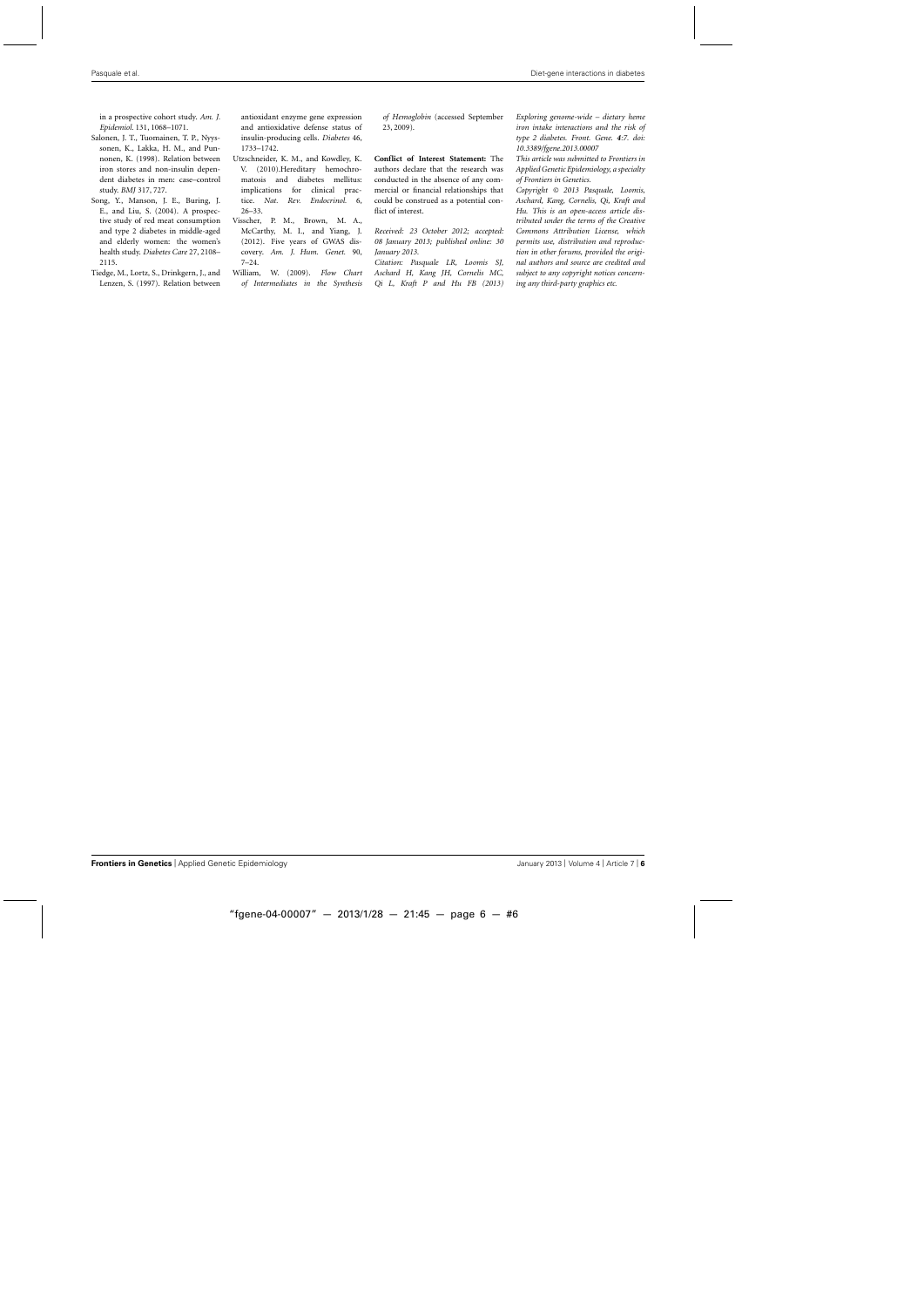in a prospective cohort study. *Am. J. Epidemiol.* 131, 1068–1071.

Salonen, J. T., Tuomainen, T. P., Nyyssonen, K., Lakka, H. M., and Punnonen, K. (1998). Relation between iron stores and non-insulin dependent diabetes in men: case–control study. *BMJ* 317, 727.

Song, Y., Manson, J. E., Buring, J. E., and Liu, S. (2004). A prospective study of red meat consumption and type 2 diabetes in middle-aged and elderly women: the women's health study. *Diabetes Care* 27, 2108–2115.

Tiedge, M., Lortz, S., Drinkgern, J., and Lenzen, S. (1997). Relation between antioxidant enzyme gene expression and antioxidative defense status of insulin-producing cells. *Diabetes* 46, 1733–1742.

Utzschneider, K. M., and Kowdley, K. V. (2010). Hereditary hemochromatosis and diabetes mellitus: implications for clinical practice. *Nat. Rev. Endocrinol.* 6, 26–33.

Visscher, P. M., Brown, M. A., McCarthy, M. I., and Yang, J. (2012). Five years of GWAS discovery. *Am. J. Hum. Genet.* 90, 7–24.

William, W. (2009). *Flow Chart of Intermediates in the Synthesis of Hemoglobin* (accessed September 23, 2009).

**Conflict of Interest Statement:** The authors declare that the research was conducted in the absence of any commercial or financial relationships that could be construed as a potential conflict of interest.

*Received: 23 October 2012; accepted: 08 January 2013; published online: 30 January 2013.*

*Citation: Pasquale LR, Loomis SJ, Aschard H, Kang JH, Cornelis MC, Qi L, Kraft P and Hu FB (2013) Exploring genome-wide – dietary heme iron intake interactions and the risk of type 2 diabetes. Front. Gene.* ***4****:7. doi: 10.3389/fgene.2013.00007*

*This article was submitted to Frontiers in Applied Genetic Epidemiology, a specialty of Frontiers in Genetics.*

*Copyright © 2013 Pasquale, Loomis, Aschard, Kang, Cornelis, Qi, Kraft and Hu. This is an open-access article distributed under the terms of the Creative Commons Attribution License, which permits use, distribution and reproduction in other forums, provided the original authors and source are credited and subject to any copyright notices concerning any third-party graphics etc.*